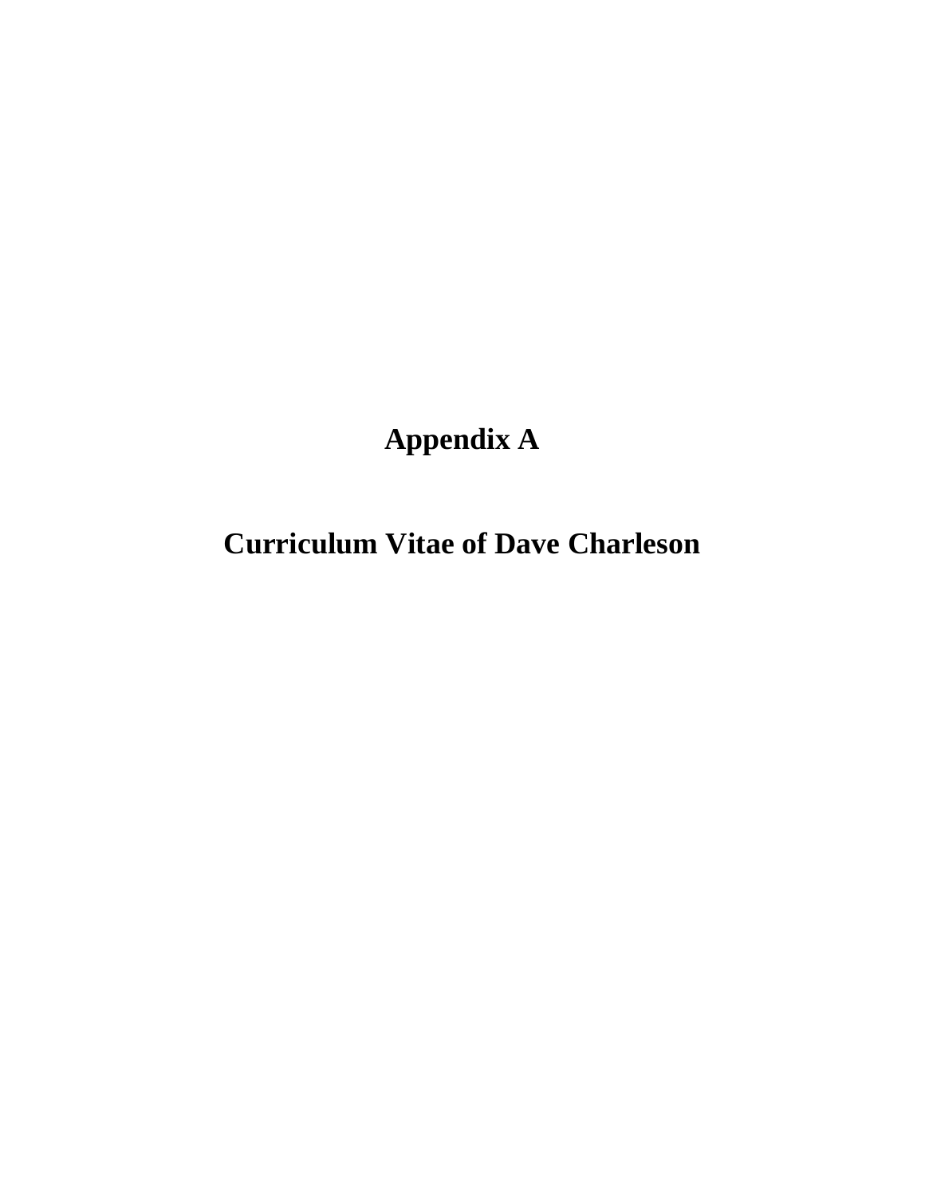# Appendix A

# Curriculum Vitae of Dave Charleson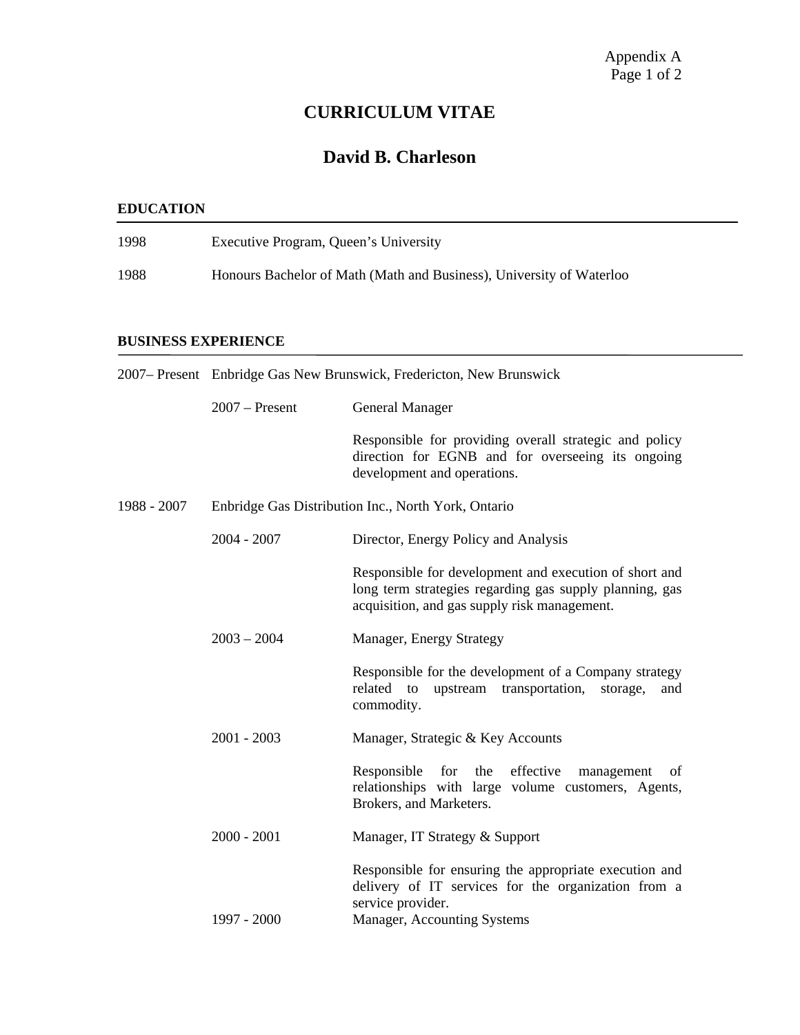# CURRICULUM VITAE

## David B. Charleson

### EDUCATION

1998 Executive Program, Queen's University

1988 Honours Bachelor of Math (Math and Business), University of Waterloo

### BUSINESS EXPERIENCE

**2007– Present** Enbridge Gas New Brunswick, Fredericton, New Brunswick

2007 – Present General Manager

Responsible for providing overall strategic and policy direction for EGNB and for overseeing its ongoing development and operations.

**1988 - 2007** Enbridge Gas Distribution Inc., North York, Ontario

2004 - 2007 Director, Energy Policy and Analysis

Responsible for development and execution of short and long term strategies regarding gas supply planning, gas acquisition, and gas supply risk management.

2003 – 2004 Manager, Energy Strategy

Responsible for the development of a Company strategy related to upstream transportation, storage, and commodity.

2001 - 2003 Manager, Strategic & Key Accounts

Responsible for the effective management of relationships with large volume customers, Agents, Brokers, and Marketers.

2000 - 2001 Manager, IT Strategy & Support

Responsible for ensuring the appropriate execution and delivery of IT services for the organization from a service provider.

1997 - 2000 Manager, Accounting Systems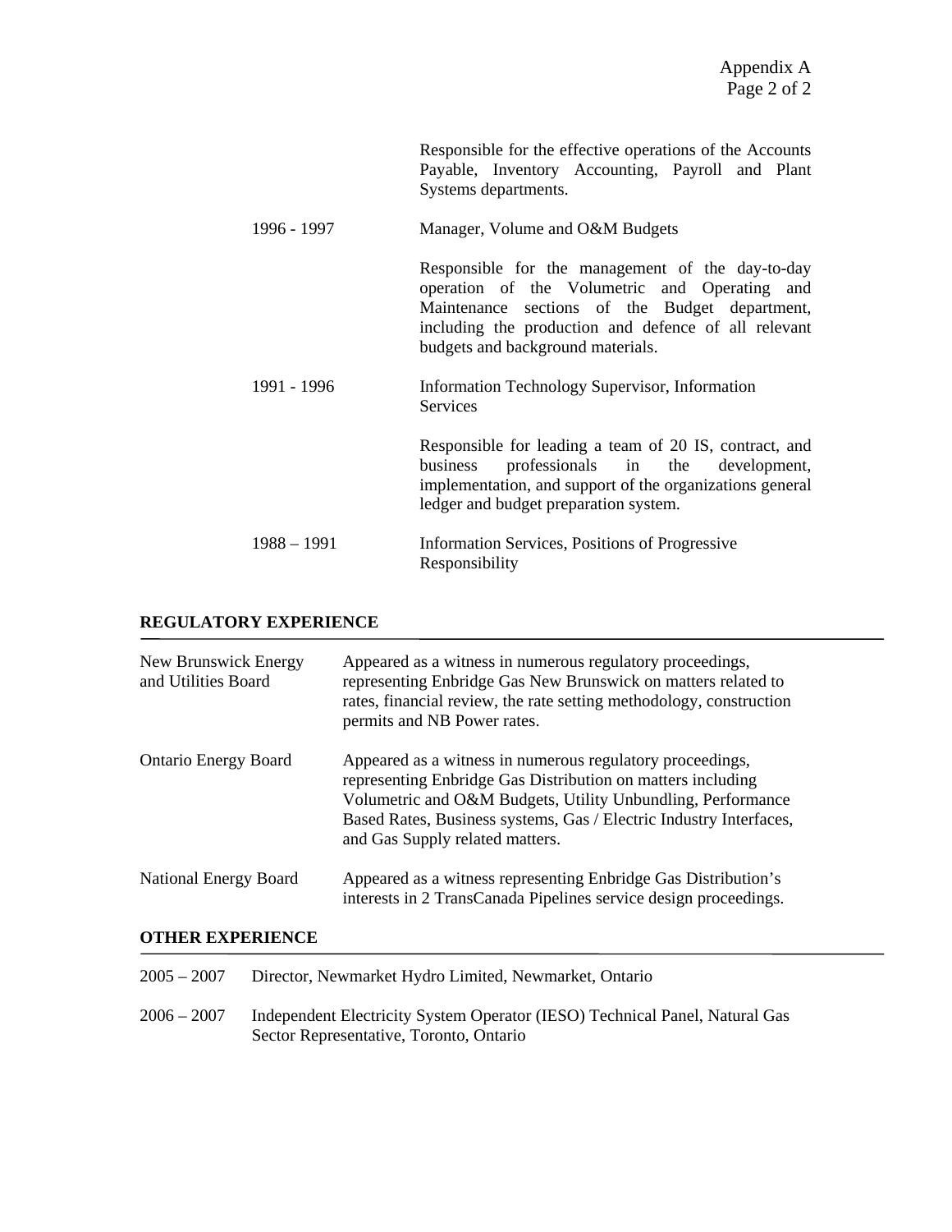Responsible for the effective operations of the Accounts Payable, Inventory Accounting, Payroll and Plant Systems departments.

| | |
|---|---|
| 1996 - 1997 | Manager, Volume and O&M Budgets<br><br>Responsible for the management of the day-to-day operation of the Volumetric and Operating and Maintenance sections of the Budget department, including the production and defence of all relevant budgets and background materials. |
| 1991 - 1996 | Information Technology Supervisor, Information Services<br><br>Responsible for leading a team of 20 IS, contract, and business professionals in the development, implementation, and support of the organizations general ledger and budget preparation system. |
| 1988 – 1991 | Information Services, Positions of Progressive Responsibility |

## REGULATORY EXPERIENCE

| | |
|---|---|
| New Brunswick Energy and Utilities Board | Appeared as a witness in numerous regulatory proceedings, representing Enbridge Gas New Brunswick on matters related to rates, financial review, the rate setting methodology, construction permits and NB Power rates. |
| Ontario Energy Board | Appeared as a witness in numerous regulatory proceedings, representing Enbridge Gas Distribution on matters including Volumetric and O&M Budgets, Utility Unbundling, Performance Based Rates, Business systems, Gas / Electric Industry Interfaces, and Gas Supply related matters. |
| National Energy Board | Appeared as a witness representing Enbridge Gas Distribution's interests in 2 TransCanada Pipelines service design proceedings. |

## OTHER EXPERIENCE

| | |
|---|---|
| 2005 – 2007 | Director, Newmarket Hydro Limited, Newmarket, Ontario |
| 2006 – 2007 | Independent Electricity System Operator (IESO) Technical Panel, Natural Gas Sector Representative, Toronto, Ontario |